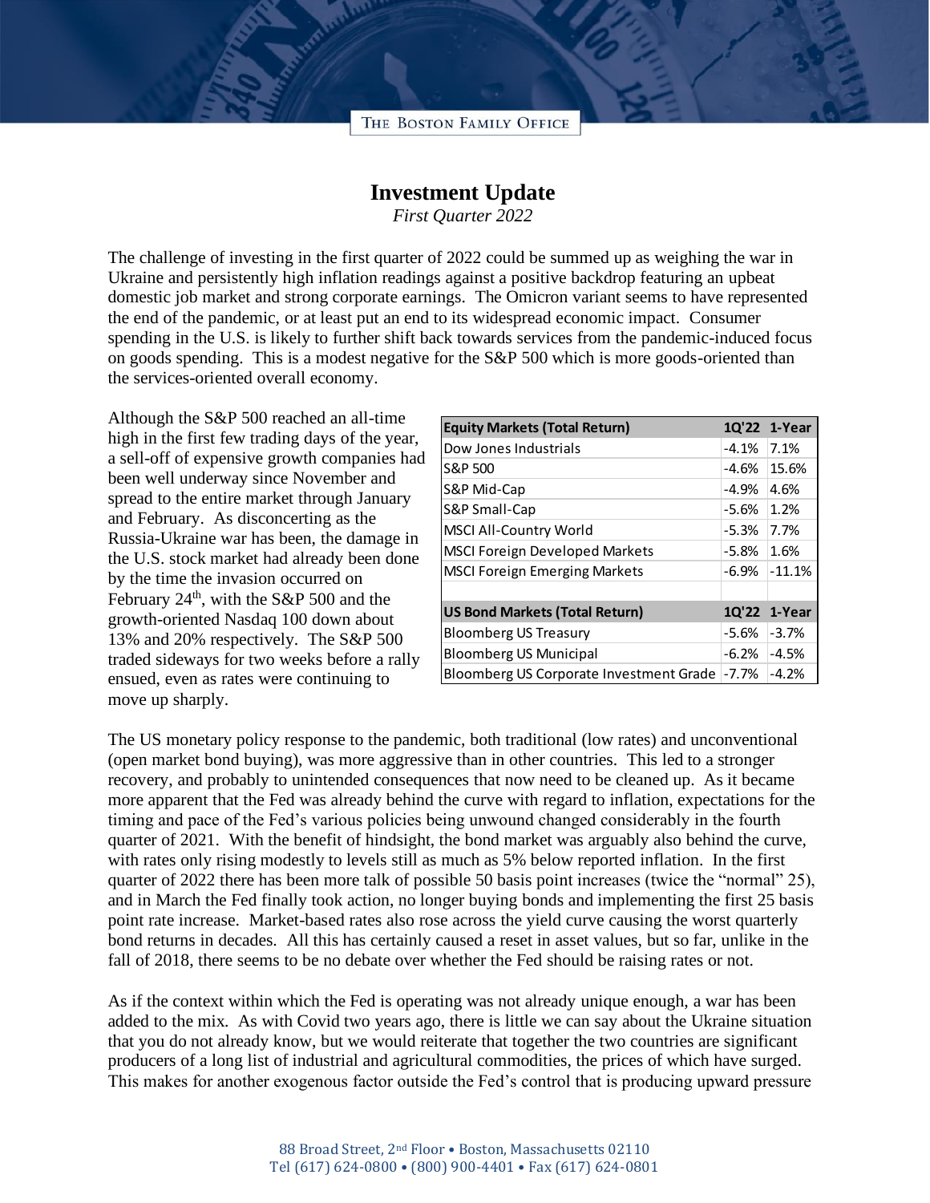# Investment Update

*First Quarter 2022*

The challenge of investing in the first quarter of 2022 could be summed up as weighing the war in Ukraine and persistently high inflation readings against a positive backdrop featuring an upbeat domestic job market and strong corporate earnings. The Omicron variant seems to have represented the end of the pandemic, or at least put an end to its widespread economic impact. Consumer spending in the U.S. is likely to further shift back towards services from the pandemic-induced focus on goods spending. This is a modest negative for the S&P 500 which is more goods-oriented than the services-oriented overall economy.

Although the S&P 500 reached an all-time high in the first few trading days of the year, a sell-off of expensive growth companies had been well underway since November and spread to the entire market through January and February. As disconcerting as the Russia-Ukraine war has been, the damage in the U.S. stock market had already been done by the time the invasion occurred on February 24th, with the S&P 500 and the growth-oriented Nasdaq 100 down about 13% and 20% respectively. The S&P 500 traded sideways for two weeks before a rally ensued, even as rates were continuing to move up sharply.

| Equity Markets (Total Return) | 1Q'22 | 1-Year |
|---|---|---|
| Dow Jones Industrials | -4.1% | 7.1% |
| S&P 500 | -4.6% | 15.6% |
| S&P Mid-Cap | -4.9% | 4.6% |
| S&P Small-Cap | -5.6% | 1.2% |
| MSCI All-Country World | -5.3% | 7.7% |
| MSCI Foreign Developed Markets | -5.8% | 1.6% |
| MSCI Foreign Emerging Markets | -6.9% | -11.1% |
| | | |
| **US Bond Markets (Total Return)** | **1Q'22** | **1-Year** |
| Bloomberg US Treasury | -5.6% | -3.7% |
| Bloomberg US Municipal | -6.2% | -4.5% |
| Bloomberg US Corporate Investment Grade | -7.7% | -4.2% |

The US monetary policy response to the pandemic, both traditional (low rates) and unconventional (open market bond buying), was more aggressive than in other countries. This led to a stronger recovery, and probably to unintended consequences that now need to be cleaned up. As it became more apparent that the Fed was already behind the curve with regard to inflation, expectations for the timing and pace of the Fed's various policies being unwound changed considerably in the fourth quarter of 2021. With the benefit of hindsight, the bond market was arguably also behind the curve, with rates only rising modestly to levels still as much as 5% below reported inflation. In the first quarter of 2022 there has been more talk of possible 50 basis point increases (twice the "normal" 25), and in March the Fed finally took action, no longer buying bonds and implementing the first 25 basis point rate increase. Market-based rates also rose across the yield curve causing the worst quarterly bond returns in decades. All this has certainly caused a reset in asset values, but so far, unlike in the fall of 2018, there seems to be no debate over whether the Fed should be raising rates or not.

As if the context within which the Fed is operating was not already unique enough, a war has been added to the mix. As with Covid two years ago, there is little we can say about the Ukraine situation that you do not already know, but we would reiterate that together the two countries are significant producers of a long list of industrial and agricultural commodities, the prices of which have surged. This makes for another exogenous factor outside the Fed's control that is producing upward pressure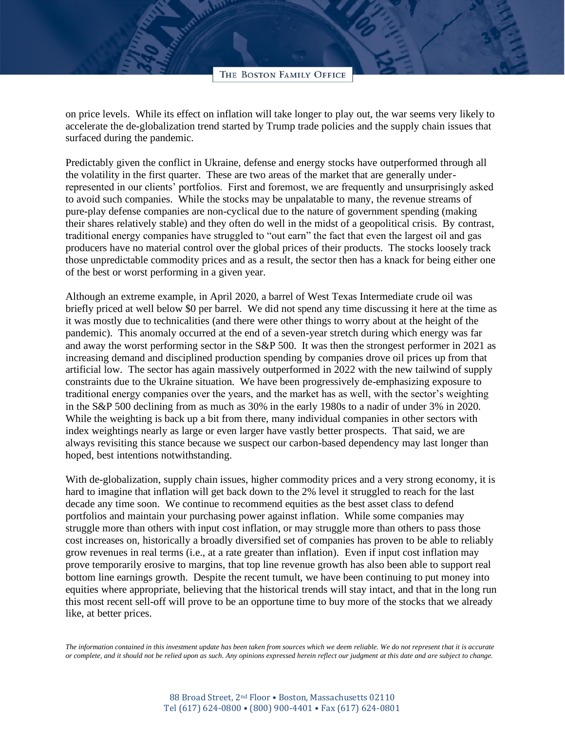on price levels. While its effect on inflation will take longer to play out, the war seems very likely to accelerate the de-globalization trend started by Trump trade policies and the supply chain issues that surfaced during the pandemic.

Predictably given the conflict in Ukraine, defense and energy stocks have outperformed through all the volatility in the first quarter. These are two areas of the market that are generally under-represented in our clients' portfolios. First and foremost, we are frequently and unsurprisingly asked to avoid such companies. While the stocks may be unpalatable to many, the revenue streams of pure-play defense companies are non-cyclical due to the nature of government spending (making their shares relatively stable) and they often do well in the midst of a geopolitical crisis. By contrast, traditional energy companies have struggled to "out earn" the fact that even the largest oil and gas producers have no material control over the global prices of their products. The stocks loosely track those unpredictable commodity prices and as a result, the sector then has a knack for being either one of the best or worst performing in a given year.

Although an extreme example, in April 2020, a barrel of West Texas Intermediate crude oil was briefly priced at well below $0 per barrel. We did not spend any time discussing it here at the time as it was mostly due to technicalities (and there were other things to worry about at the height of the pandemic). This anomaly occurred at the end of a seven-year stretch during which energy was far and away the worst performing sector in the S&P 500. It was then the strongest performer in 2021 as increasing demand and disciplined production spending by companies drove oil prices up from that artificial low. The sector has again massively outperformed in 2022 with the new tailwind of supply constraints due to the Ukraine situation. We have been progressively de-emphasizing exposure to traditional energy companies over the years, and the market has as well, with the sector's weighting in the S&P 500 declining from as much as 30% in the early 1980s to a nadir of under 3% in 2020. While the weighting is back up a bit from there, many individual companies in other sectors with index weightings nearly as large or even larger have vastly better prospects. That said, we are always revisiting this stance because we suspect our carbon-based dependency may last longer than hoped, best intentions notwithstanding.

With de-globalization, supply chain issues, higher commodity prices and a very strong economy, it is hard to imagine that inflation will get back down to the 2% level it struggled to reach for the last decade any time soon. We continue to recommend equities as the best asset class to defend portfolios and maintain your purchasing power against inflation. While some companies may struggle more than others with input cost inflation, or may struggle more than others to pass those cost increases on, historically a broadly diversified set of companies has proven to be able to reliably grow revenues in real terms (i.e., at a rate greater than inflation). Even if input cost inflation may prove temporarily erosive to margins, that top line revenue growth has also been able to support real bottom line earnings growth. Despite the recent tumult, we have been continuing to put money into equities where appropriate, believing that the historical trends will stay intact, and that in the long run this most recent sell-off will prove to be an opportune time to buy more of the stocks that we already like, at better prices.

*The information contained in this investment update has been taken from sources which we deem reliable. We do not represent that it is accurate or complete, and it should not be relied upon as such. Any opinions expressed herein reflect our judgment at this date and are subject to change.*